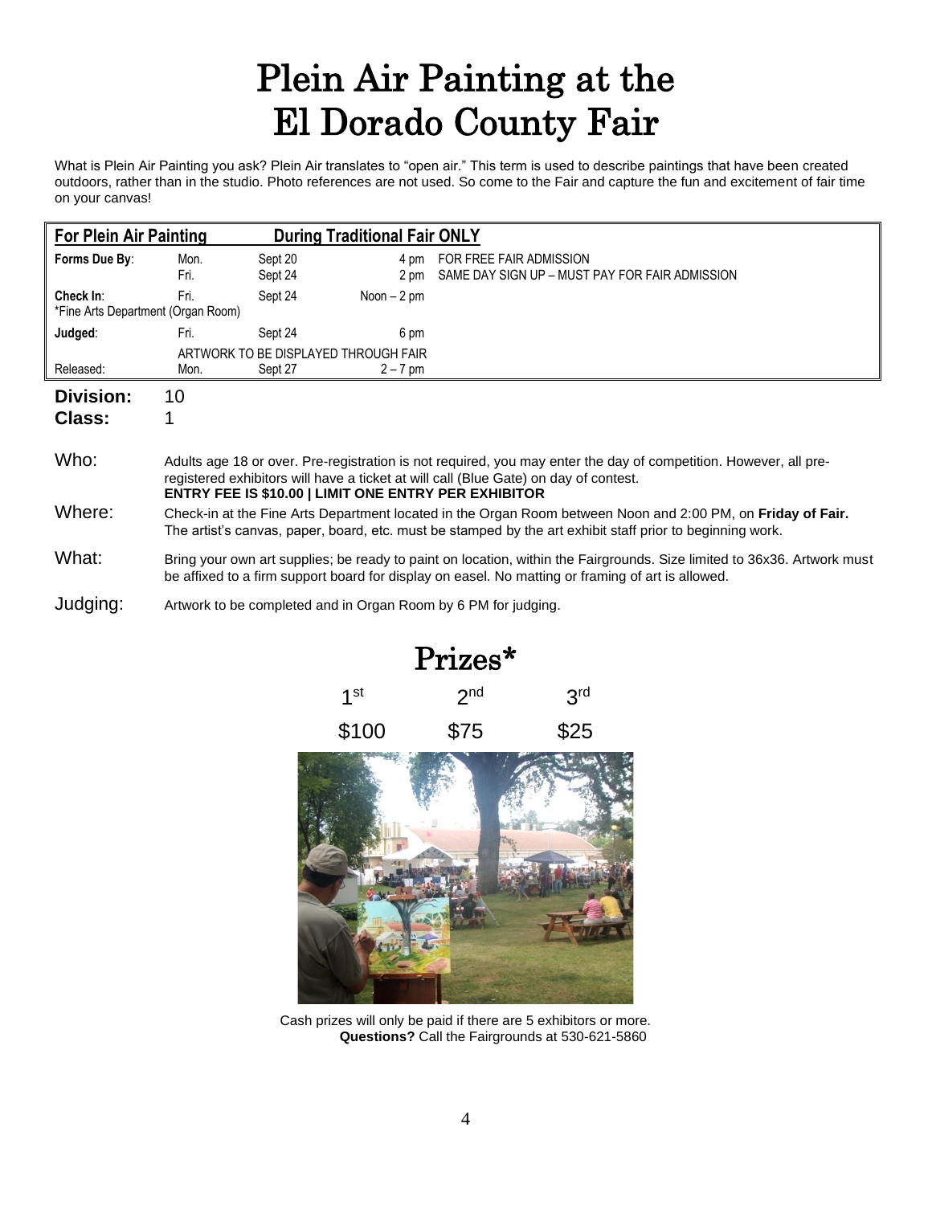# Plein Air Painting at the El Dorado County Fair

What is Plein Air Painting you ask? Plein Air translates to "open air." This term is used to describe paintings that have been created outdoors, rather than in the studio. Photo references are not used. So come to the Fair and capture the fun and excitement of fair time on your canvas!

| **For Plein Air Painting** | | **During Traditional Fair ONLY** | | |
|---|---|---|---|---|
| **Forms Due By**: | Mon. | Sept 20 | 4 pm | FOR FREE FAIR ADMISSION |
| | Fri. | Sept 24 | 2 pm | SAME DAY SIGN UP – MUST PAY FOR FAIR ADMISSION |
| **Check In**: *Fine Arts Department (Organ Room) | Fri. | Sept 24 | Noon – 2 pm | |
| **Judged**: | Fri. | Sept 24 | 6 pm | |
| | ARTWORK TO BE DISPLAYED THROUGH FAIR | | | |
| Released: | Mon. | Sept 27 | 2 – 7 pm | |

**Division:** 10

**Class:** 1

Who: Adults age 18 or over. Pre-registration is not required, you may enter the day of competition. However, all pre-registered exhibitors will have a ticket at will call (Blue Gate) on day of contest.
**ENTRY FEE IS $10.00 | LIMIT ONE ENTRY PER EXHIBITOR**

Where: Check-in at the Fine Arts Department located in the Organ Room between Noon and 2:00 PM, on **Friday of Fair.** The artist's canvas, paper, board, etc. must be stamped by the art exhibit staff prior to beginning work.

What: Bring your own art supplies; be ready to paint on location, within the Fairgrounds. Size limited to 36x36. Artwork must be affixed to a firm support board for display on easel. No matting or framing of art is allowed.

Judging: Artwork to be completed and in Organ Room by 6 PM for judging.

## Prizes*

| 1st | 2nd | 3rd |
|---|---|---|
| $100 | $75 | $25 |

Cash prizes will only be paid if there are 5 exhibitors or more.

**Questions?** Call the Fairgrounds at 530-621-5860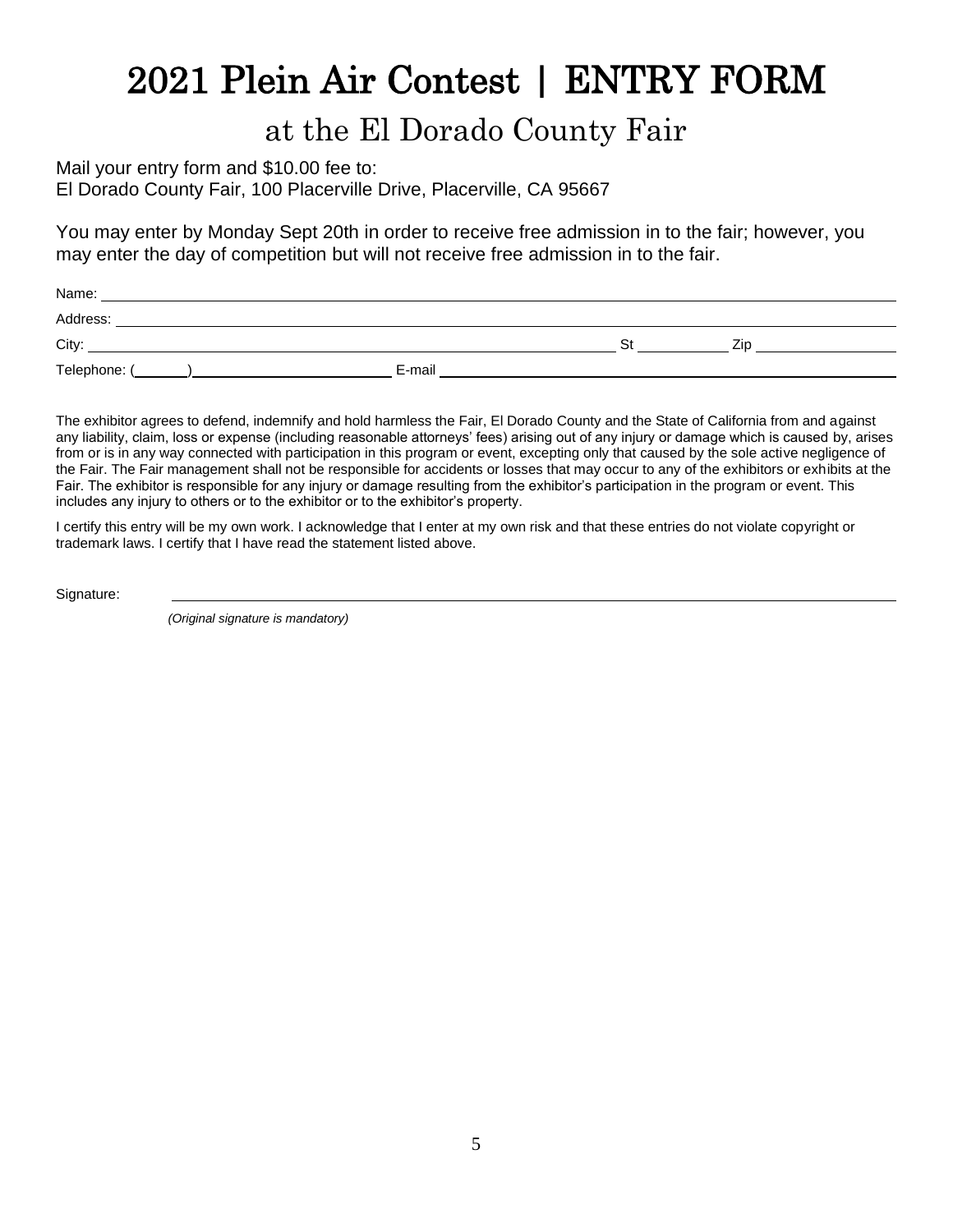# 2021 Plein Air Contest | ENTRY FORM

## at the El Dorado County Fair

Mail your entry form and $10.00 fee to:
El Dorado County Fair, 100 Placerville Drive, Placerville, CA 95667

You may enter by Monday Sept 20th in order to receive free admission in to the fair; however, you may enter the day of competition but will not receive free admission in to the fair.

Name: ______________________________________________________________

Address: ____________________________________________________________

City: ________________________________________ St __________ Zip ______________

Telephone: (______) ____________________ E-mail ______________________________

The exhibitor agrees to defend, indemnify and hold harmless the Fair, El Dorado County and the State of California from and against any liability, claim, loss or expense (including reasonable attorneys' fees) arising out of any injury or damage which is caused by, arises from or is in any way connected with participation in this program or event, excepting only that caused by the sole active negligence of the Fair. The Fair management shall not be responsible for accidents or losses that may occur to any of the exhibitors or exhibits at the Fair. The exhibitor is responsible for any injury or damage resulting from the exhibitor's participation in the program or event. This includes any injury to others or to the exhibitor or to the exhibitor's property.

I certify this entry will be my own work. I acknowledge that I enter at my own risk and that these entries do not violate copyright or trademark laws. I certify that I have read the statement listed above.

Signature: ______________________________________________________________

*(Original signature is mandatory)*